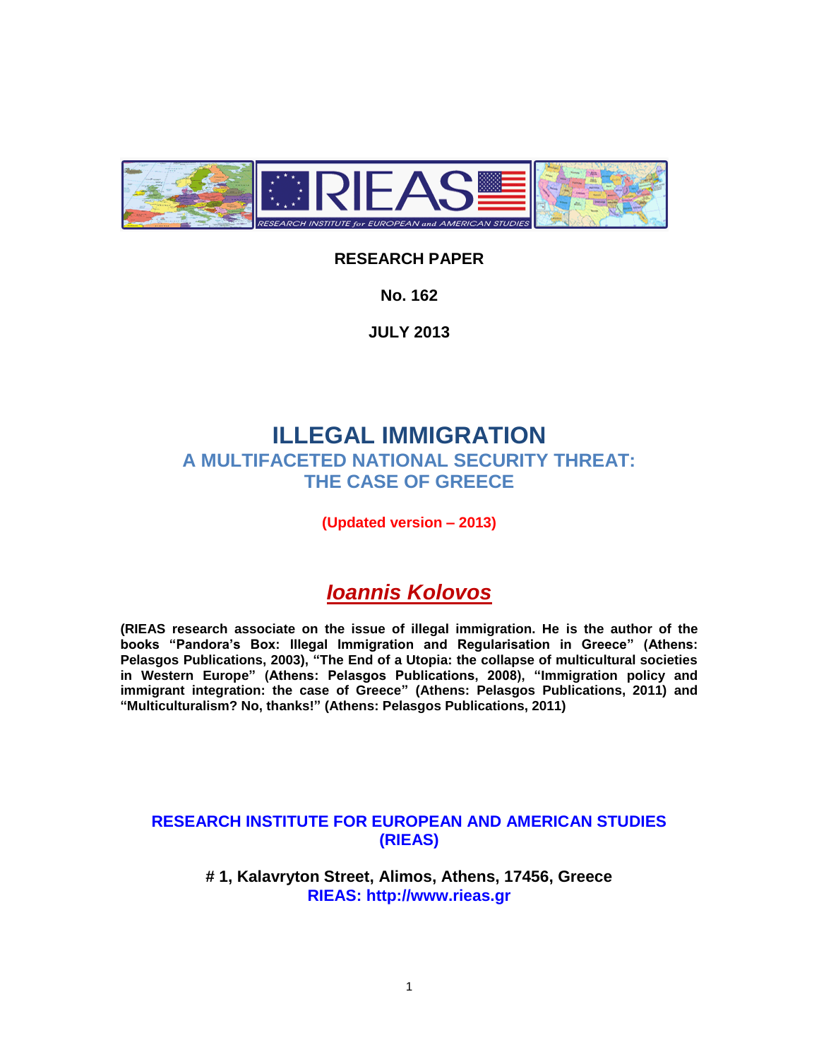**RESEARCH PAPER**

**No. 162**

**JULY 2013**

# ILLEGAL IMMIGRATION

## A MULTIFACETED NATIONAL SECURITY THREAT: THE CASE OF GREECE

**(Updated version – 2013)**

## *Ioannis Kolovos*

**(RIEAS research associate on the issue of illegal immigration. He is the author of the books "Pandora's Box: Illegal Immigration and Regularisation in Greece" (Athens: Pelasgos Publications, 2003), "The End of a Utopia: the collapse of multicultural societies in Western Europe" (Athens: Pelasgos Publications, 2008), "Immigration policy and immigrant integration: the case of Greece" (Athens: Pelasgos Publications, 2011) and "Multiculturalism? No, thanks!" (Athens: Pelasgos Publications, 2011)**

**RESEARCH INSTITUTE FOR EUROPEAN AND AMERICAN STUDIES (RIEAS)**

**# 1, Kalavryton Street, Alimos, Athens, 17456, Greece**

**RIEAS: http://www.rieas.gr**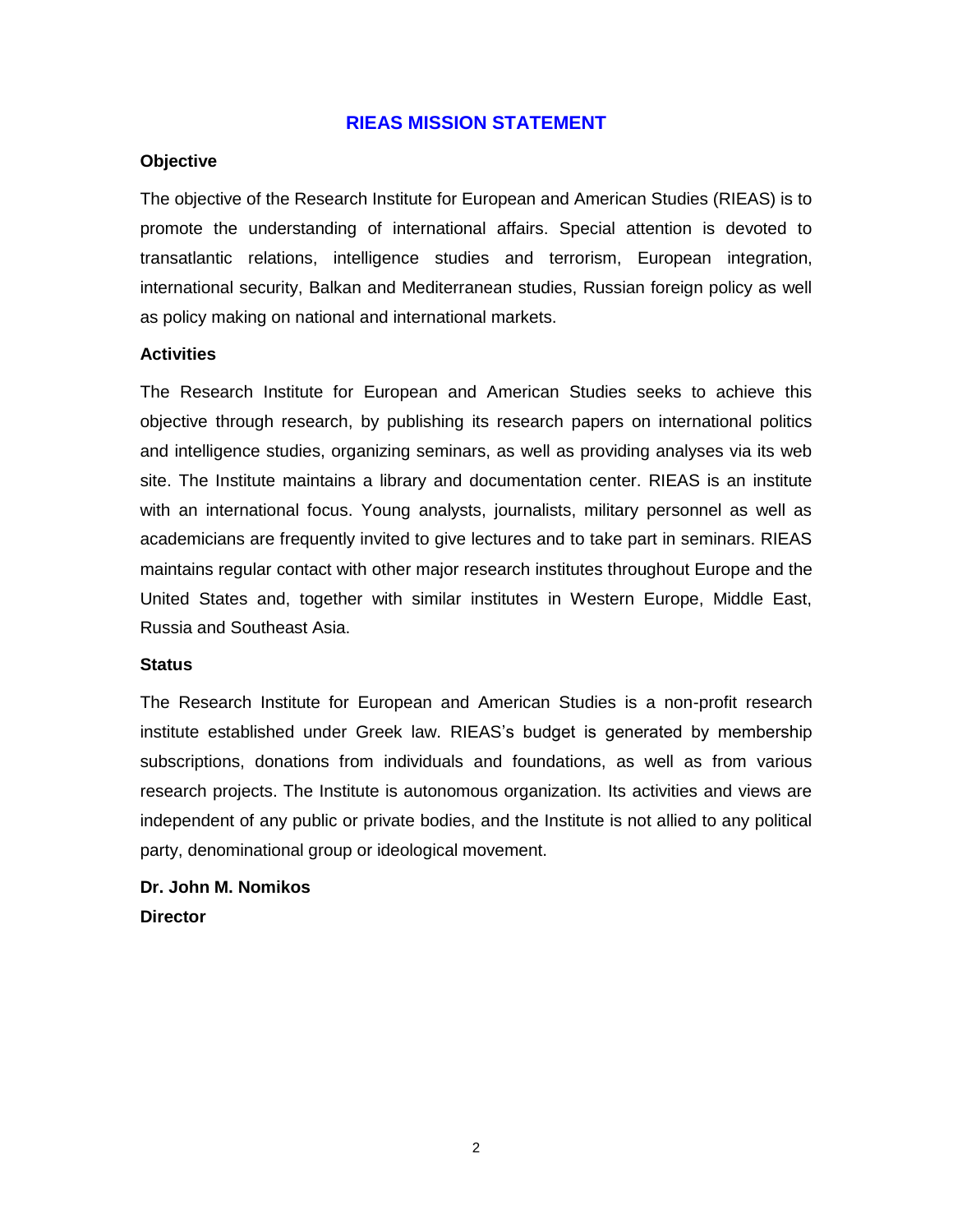## RIEAS MISSION STATEMENT

### Objective

The objective of the Research Institute for European and American Studies (RIEAS) is to promote the understanding of international affairs. Special attention is devoted to transatlantic relations, intelligence studies and terrorism, European integration, international security, Balkan and Mediterranean studies, Russian foreign policy as well as policy making on national and international markets.

### Activities

The Research Institute for European and American Studies seeks to achieve this objective through research, by publishing its research papers on international politics and intelligence studies, organizing seminars, as well as providing analyses via its web site. The Institute maintains a library and documentation center. RIEAS is an institute with an international focus. Young analysts, journalists, military personnel as well as academicians are frequently invited to give lectures and to take part in seminars. RIEAS maintains regular contact with other major research institutes throughout Europe and the United States and, together with similar institutes in Western Europe, Middle East, Russia and Southeast Asia.

### Status

The Research Institute for European and American Studies is a non-profit research institute established under Greek law. RIEAS's budget is generated by membership subscriptions, donations from individuals and foundations, as well as from various research projects. The Institute is autonomous organization. Its activities and views are independent of any public or private bodies, and the Institute is not allied to any political party, denominational group or ideological movement.

**Dr. John M. Nomikos**
**Director**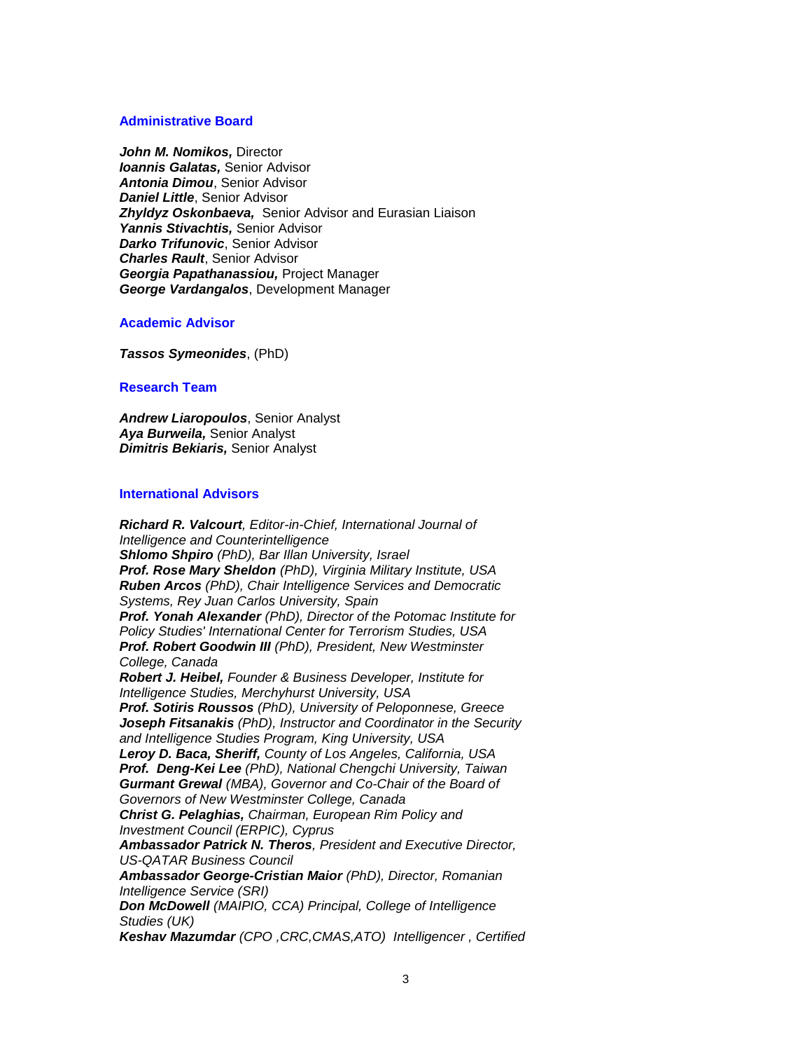### Administrative Board

***John M. Nomikos,*** Director
***Ioannis Galatas,*** Senior Advisor
***Antonia Dimou***, Senior Advisor
***Daniel Little***, Senior Advisor
***Zhyldyz Oskonbaeva,*** Senior Advisor and Eurasian Liaison
***Yannis Stivachtis,*** Senior Advisor
***Darko Trifunovic***, Senior Advisor
***Charles Rault***, Senior Advisor
***Georgia Papathanassiou,*** Project Manager
***George Vardangalos***, Development Manager

### Academic Advisor

***Tassos Symeonides***, (PhD)

### Research Team

***Andrew Liaropoulos***, Senior Analyst
***Aya Burweila,*** Senior Analyst
***Dimitris Bekiaris,*** Senior Analyst

### International Advisors

***Richard R. Valcourt****, Editor-in-Chief, International Journal of Intelligence and Counterintelligence*
***Shlomo Shpiro*** *(PhD), Bar Illan University, Israel*
***Prof. Rose Mary Sheldon*** *(PhD), Virginia Military Institute, USA*
***Ruben Arcos*** *(PhD), Chair Intelligence Services and Democratic Systems, Rey Juan Carlos University, Spain*
***Prof. Yonah Alexander*** *(PhD), Director of the Potomac Institute for Policy Studies' International Center for Terrorism Studies, USA*
***Prof. Robert Goodwin III*** *(PhD), President, New Westminster College, Canada*
***Robert J. Heibel,*** *Founder & Business Developer, Institute for Intelligence Studies, Merchyhurst University, USA*
***Prof. Sotiris Roussos*** *(PhD), University of Peloponnese, Greece*
***Joseph Fitsanakis*** *(PhD), Instructor and Coordinator in the Security and Intelligence Studies Program, King University, USA*
***Leroy D. Baca, Sheriff,*** *County of Los Angeles, California, USA*
***Prof. Deng-Kei Lee*** *(PhD), National Chengchi University, Taiwan*
***Gurmant Grewal*** *(MBA), Governor and Co-Chair of the Board of Governors of New Westminster College, Canada*
***Christ G. Pelaghias,*** *Chairman, European Rim Policy and Investment Council (ERPIC), Cyprus*
***Ambassador Patrick N. Theros****, President and Executive Director, US-QATAR Business Council*
***Ambassador George-Cristian Maior*** *(PhD), Director, Romanian Intelligence Service (SRI)*
***Don McDowell*** *(MAIPIO, CCA) Principal, College of Intelligence Studies (UK)*
***Keshav Mazumdar*** *(CPO ,CRC,CMAS,ATO) Intelligencer , Certified*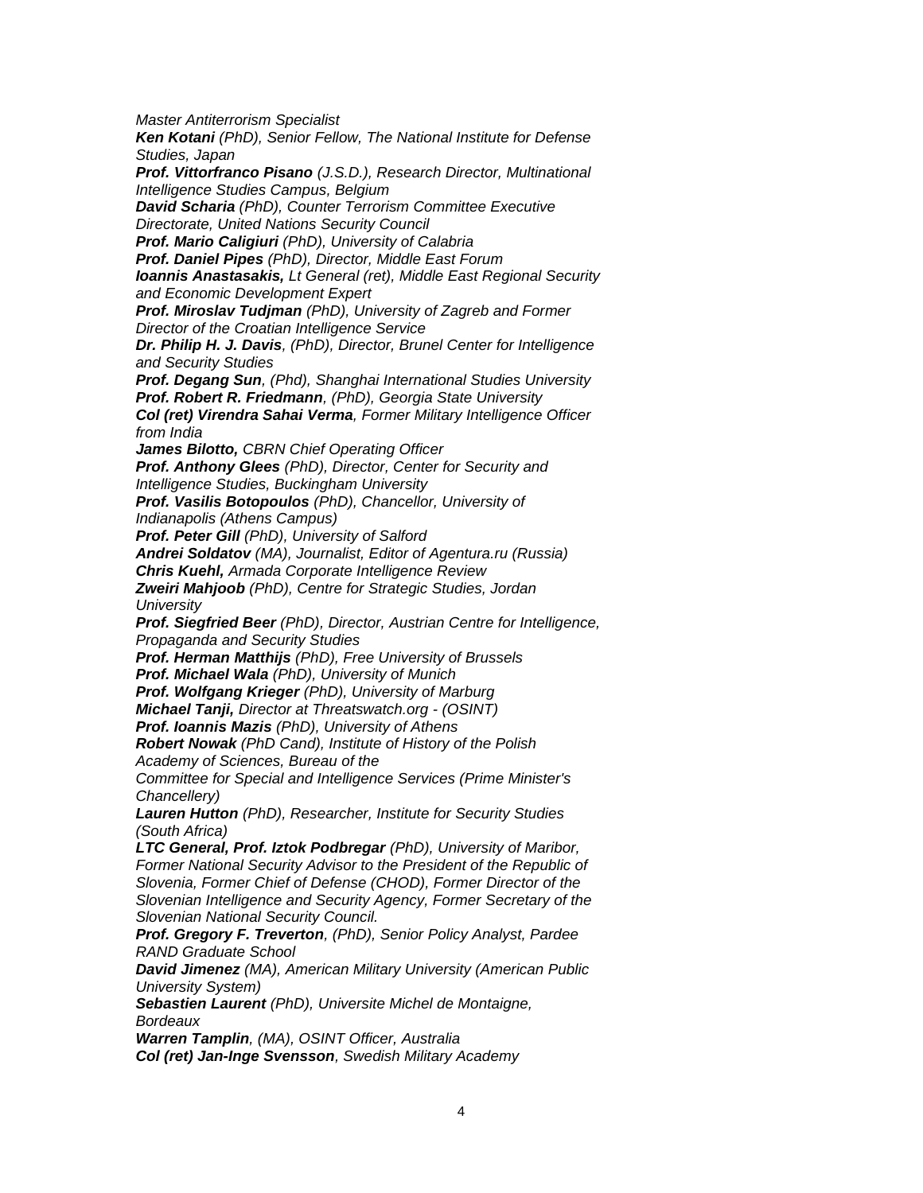*Master Antiterrorism Specialist*

***Ken Kotani** (PhD), Senior Fellow, The National Institute for Defense Studies, Japan*

***Prof. Vittorfranco Pisano** (J.S.D.), Research Director, Multinational Intelligence Studies Campus, Belgium*

***David Scharia** (PhD), Counter Terrorism Committee Executive Directorate, United Nations Security Council*

***Prof. Mario Caligiuri** (PhD), University of Calabria*

***Prof. Daniel Pipes** (PhD), Director, Middle East Forum*

***Ioannis Anastasakis,** Lt General (ret), Middle East Regional Security and Economic Development Expert*

***Prof. Miroslav Tudjman** (PhD), University of Zagreb and Former Director of the Croatian Intelligence Service*

***Dr. Philip H. J. Davis**, (PhD), Director, Brunel Center for Intelligence and Security Studies*

***Prof. Degang Sun**, (Phd), Shanghai International Studies University*

***Prof. Robert R. Friedmann**, (PhD), Georgia State University*

***Col (ret) Virendra Sahai Verma**, Former Military Intelligence Officer from India*

***James Bilotto,** CBRN Chief Operating Officer*

***Prof. Anthony Glees** (PhD), Director, Center for Security and Intelligence Studies, Buckingham University*

***Prof. Vasilis Botopoulos** (PhD), Chancellor, University of Indianapolis (Athens Campus)*

***Prof. Peter Gill** (PhD), University of Salford*

***Andrei Soldatov** (MA), Journalist, Editor of Agentura.ru (Russia)*

***Chris Kuehl,** Armada Corporate Intelligence Review*

***Zweiri Mahjoob** (PhD), Centre for Strategic Studies, Jordan University*

***Prof. Siegfried Beer** (PhD), Director, Austrian Centre for Intelligence, Propaganda and Security Studies*

***Prof. Herman Matthijs** (PhD), Free University of Brussels*

***Prof. Michael Wala** (PhD), University of Munich*

***Prof. Wolfgang Krieger** (PhD), University of Marburg*

***Michael Tanji,** Director at Threatswatch.org - (OSINT)*

***Prof. Ioannis Mazis** (PhD), University of Athens*

***Robert Nowak** (PhD Cand), Institute of History of the Polish Academy of Sciences, Bureau of the Committee for Special and Intelligence Services (Prime Minister's Chancellery)*

***Lauren Hutton** (PhD), Researcher, Institute for Security Studies (South Africa)*

***LTC General, Prof. Iztok Podbregar** (PhD), University of Maribor, Former National Security Advisor to the President of the Republic of Slovenia, Former Chief of Defense (CHOD), Former Director of the Slovenian Intelligence and Security Agency, Former Secretary of the Slovenian National Security Council.*

***Prof. Gregory F. Treverton**, (PhD), Senior Policy Analyst, Pardee RAND Graduate School*

***David Jimenez** (MA), American Military University (American Public University System)*

***Sebastien Laurent** (PhD), Universite Michel de Montaigne, Bordeaux*

***Warren Tamplin**, (MA), OSINT Officer, Australia*

***Col (ret) Jan-Inge Svensson**, Swedish Military Academy*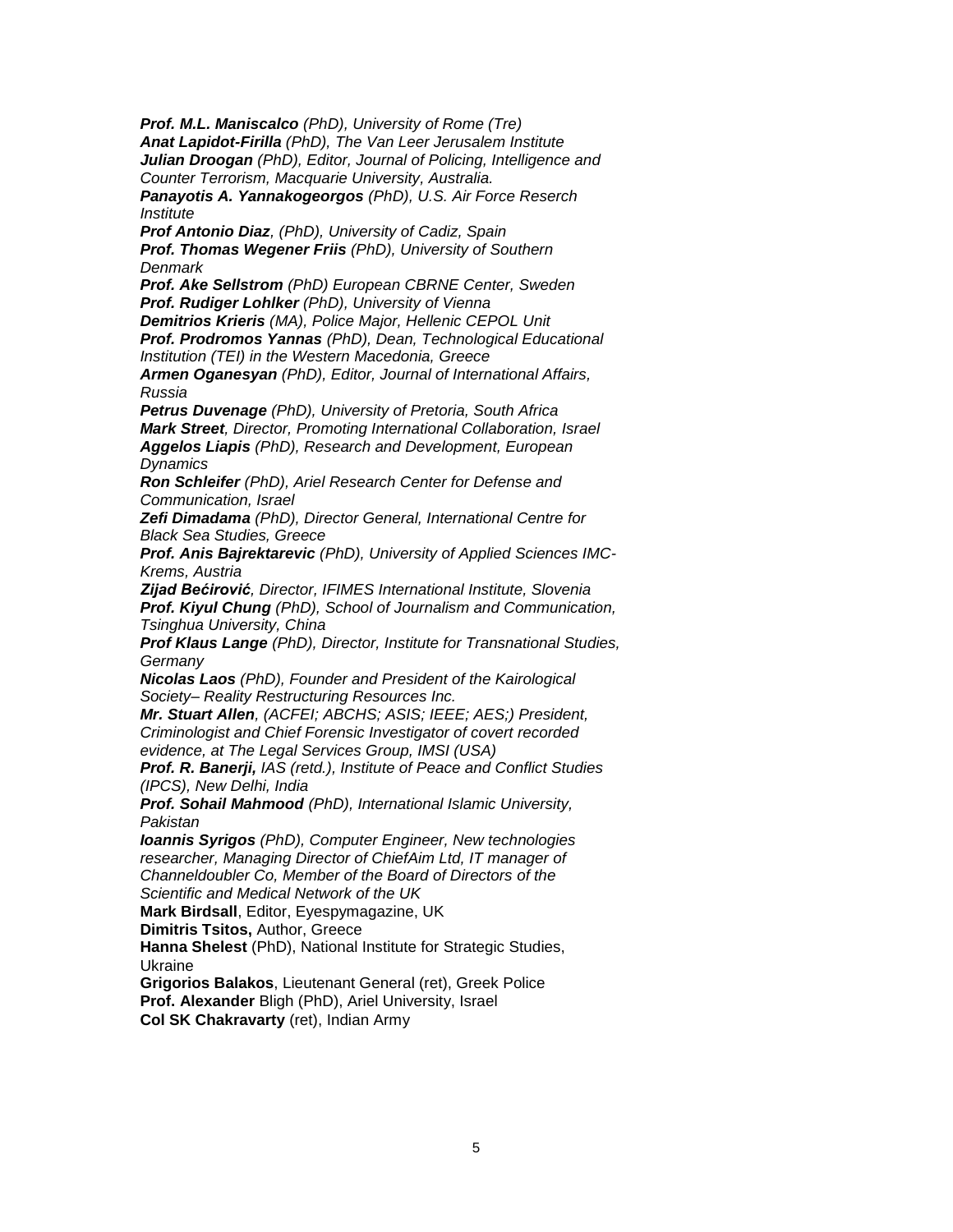***Prof. M.L. Maniscalco*** *(PhD), University of Rome (Tre)*
***Anat Lapidot-Firilla*** *(PhD), The Van Leer Jerusalem Institute*
***Julian Droogan*** *(PhD), Editor, Journal of Policing, Intelligence and Counter Terrorism, Macquarie University, Australia.*
***Panayotis A. Yannakogeorgos*** *(PhD), U.S. Air Force Reserch Institute*
***Prof Antonio Diaz****, (PhD), University of Cadiz, Spain*
***Prof. Thomas Wegener Friis*** *(PhD), University of Southern Denmark*
***Prof. Ake Sellstrom*** *(PhD) European CBRNE Center, Sweden*
***Prof. Rudiger Lohlker*** *(PhD), University of Vienna*
***Demitrios Krieris*** *(MA), Police Major, Hellenic CEPOL Unit*
***Prof. Prodromos Yannas*** *(PhD), Dean, Technological Educational Institution (TEI) in the Western Macedonia, Greece*
***Armen Oganesyan*** *(PhD), Editor, Journal of International Affairs, Russia*
***Petrus Duvenage*** *(PhD), University of Pretoria, South Africa*
***Mark Street****, Director, Promoting International Collaboration, Israel*
***Aggelos Liapis*** *(PhD), Research and Development, European Dynamics*
***Ron Schleifer*** *(PhD), Ariel Research Center for Defense and Communication, Israel*
***Zefi Dimadama*** *(PhD), Director General, International Centre for Black Sea Studies, Greece*
***Prof. Anis Bajrektarevic*** *(PhD), University of Applied Sciences IMC-Krems, Austria*
***Zijad Bećirović****, Director, IFIMES International Institute, Slovenia*
***Prof. Kiyul Chung*** *(PhD), School of Journalism and Communication, Tsinghua University, China*
***Prof Klaus Lange*** *(PhD), Director, Institute for Transnational Studies, Germany*
***Nicolas Laos*** *(PhD), Founder and President of the Kairological Society– Reality Restructuring Resources Inc.*
***Mr. Stuart Allen****, (ACFEI; ABCHS; ASIS; IEEE; AES;) President, Criminologist and Chief Forensic Investigator of covert recorded evidence, at The Legal Services Group, IMSI (USA)*
***Prof. R. Banerji,*** *IAS (retd.), Institute of Peace and Conflict Studies (IPCS), New Delhi, India*
***Prof. Sohail Mahmood*** *(PhD), International Islamic University, Pakistan*
***Ioannis Syrigos*** *(PhD), Computer Engineer, New technologies researcher, Managing Director of ChiefAim Ltd, IT manager of Channeldoubler Co, Member of the Board of Directors of the Scientific and Medical Network of the UK*
**Mark Birdsall**, Editor, Eyespymagazine, UK
**Dimitris Tsitos,** Author, Greece
**Hanna Shelest** (PhD), National Institute for Strategic Studies, Ukraine
**Grigorios Balakos**, Lieutenant General (ret), Greek Police
**Prof. Alexander** Bligh (PhD), Ariel University, Israel
**Col SK Chakravarty** (ret), Indian Army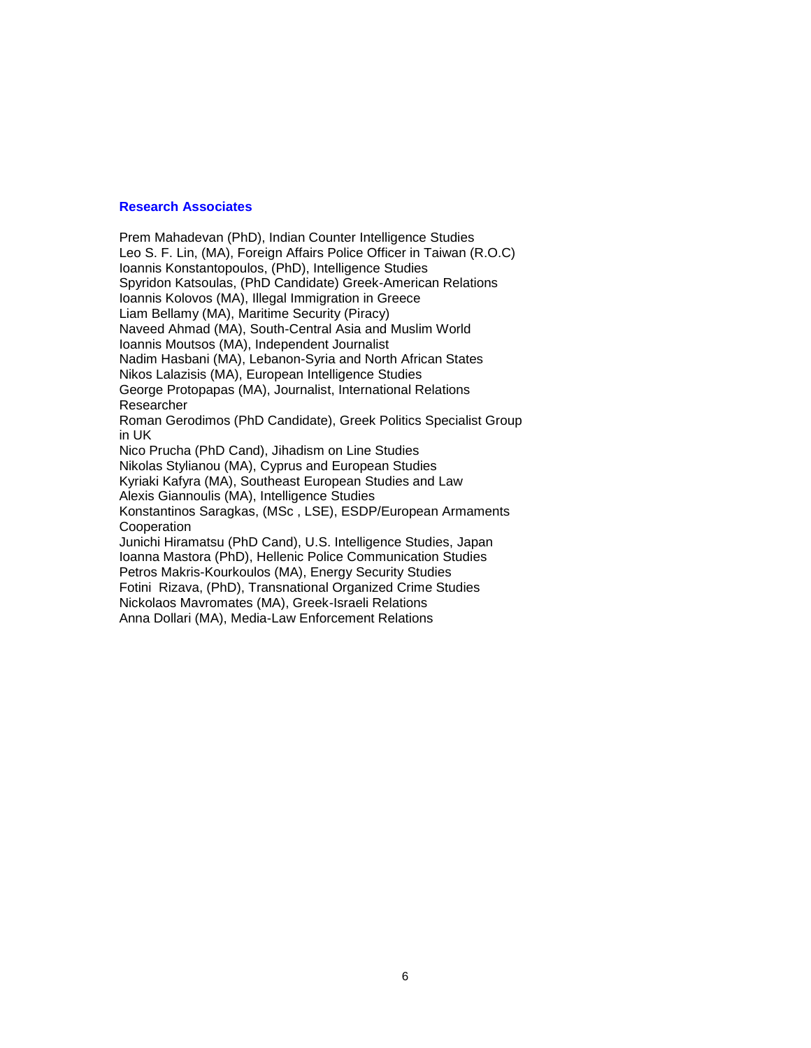## Research Associates

Prem Mahadevan (PhD), Indian Counter Intelligence Studies
Leo S. F. Lin, (MA), Foreign Affairs Police Officer in Taiwan (R.O.C)
Ioannis Konstantopoulos, (PhD), Intelligence Studies
Spyridon Katsoulas, (PhD Candidate) Greek-American Relations
Ioannis Kolovos (MA), Illegal Immigration in Greece
Liam Bellamy (MA), Maritime Security (Piracy)
Naveed Ahmad (MA), South-Central Asia and Muslim World
Ioannis Moutsos (MA), Independent Journalist
Nadim Hasbani (MA), Lebanon-Syria and North African States
Nikos Lalazisis (MA), European Intelligence Studies
George Protopapas (MA), Journalist, International Relations Researcher
Roman Gerodimos (PhD Candidate), Greek Politics Specialist Group in UK
Nico Prucha (PhD Cand), Jihadism on Line Studies
Nikolas Stylianou (MA), Cyprus and European Studies
Kyriaki Kafyra (MA), Southeast European Studies and Law
Alexis Giannoulis (MA), Intelligence Studies
Konstantinos Saragkas, (MSc , LSE), ESDP/European Armaments Cooperation
Junichi Hiramatsu (PhD Cand), U.S. Intelligence Studies, Japan
Ioanna Mastora (PhD), Hellenic Police Communication Studies
Petros Makris-Kourkoulos (MA), Energy Security Studies
Fotini Rizava, (PhD), Transnational Organized Crime Studies
Nickolaos Mavromates (MA), Greek-Israeli Relations
Anna Dollari (MA), Media-Law Enforcement Relations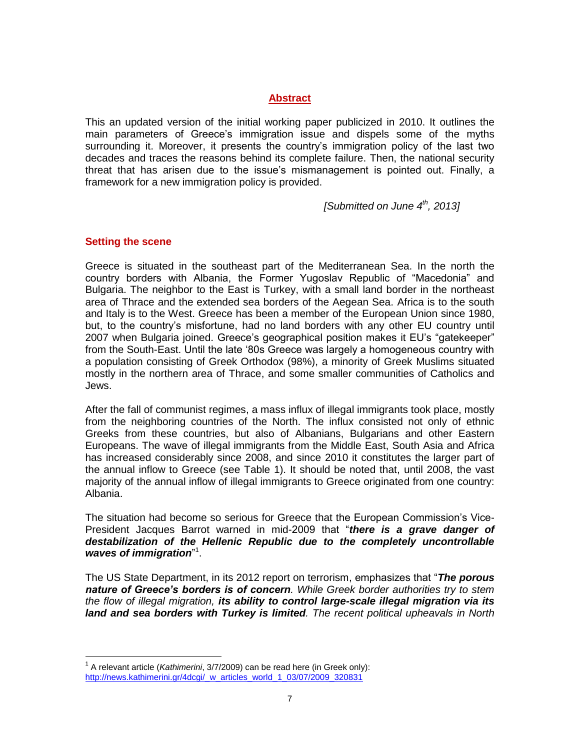## Abstract

This an updated version of the initial working paper publicized in 2010. It outlines the main parameters of Greece's immigration issue and dispels some of the myths surrounding it. Moreover, it presents the country's immigration policy of the last two decades and traces the reasons behind its complete failure. Then, the national security threat that has arisen due to the issue's mismanagement is pointed out. Finally, a framework for a new immigration policy is provided.

*[Submitted on June 4th, 2013]*

### Setting the scene

Greece is situated in the southeast part of the Mediterranean Sea. In the north the country borders with Albania, the Former Yugoslav Republic of "Macedonia" and Bulgaria. The neighbor to the East is Turkey, with a small land border in the northeast area of Thrace and the extended sea borders of the Aegean Sea. Africa is to the south and Italy is to the West. Greece has been a member of the European Union since 1980, but, to the country's misfortune, had no land borders with any other EU country until 2007 when Bulgaria joined. Greece's geographical position makes it EU's "gatekeeper" from the South-East. Until the late '80s Greece was largely a homogeneous country with a population consisting of Greek Orthodox (98%), a minority of Greek Muslims situated mostly in the northern area of Thrace, and some smaller communities of Catholics and Jews.

After the fall of communist regimes, a mass influx of illegal immigrants took place, mostly from the neighboring countries of the North. The influx consisted not only of ethnic Greeks from these countries, but also of Albanians, Bulgarians and other Eastern Europeans. The wave of illegal immigrants from the Middle East, South Asia and Africa has increased considerably since 2008, and since 2010 it constitutes the larger part of the annual inflow to Greece (see Table 1). It should be noted that, until 2008, the vast majority of the annual inflow of illegal immigrants to Greece originated from one country: Albania.

The situation had become so serious for Greece that the European Commission's Vice-President Jacques Barrot warned in mid-2009 that "***there is a grave danger of destabilization of the Hellenic Republic due to the completely uncontrollable waves of immigration***"[1].

The US State Department, in its 2012 report on terrorism, emphasizes that "***The porous nature of Greece's borders is of concern****. While Greek border authorities try to stem the flow of illegal migration,* ***its ability to control large-scale illegal migration via its land and sea borders with Turkey is limited****. The recent political upheavals in North*

[1] A relevant article (*Kathimerini*, 3/7/2009) can be read here (in Greek only): http://news.kathimerini.gr/4dcgi/_w_articles_world_1_03/07/2009_320831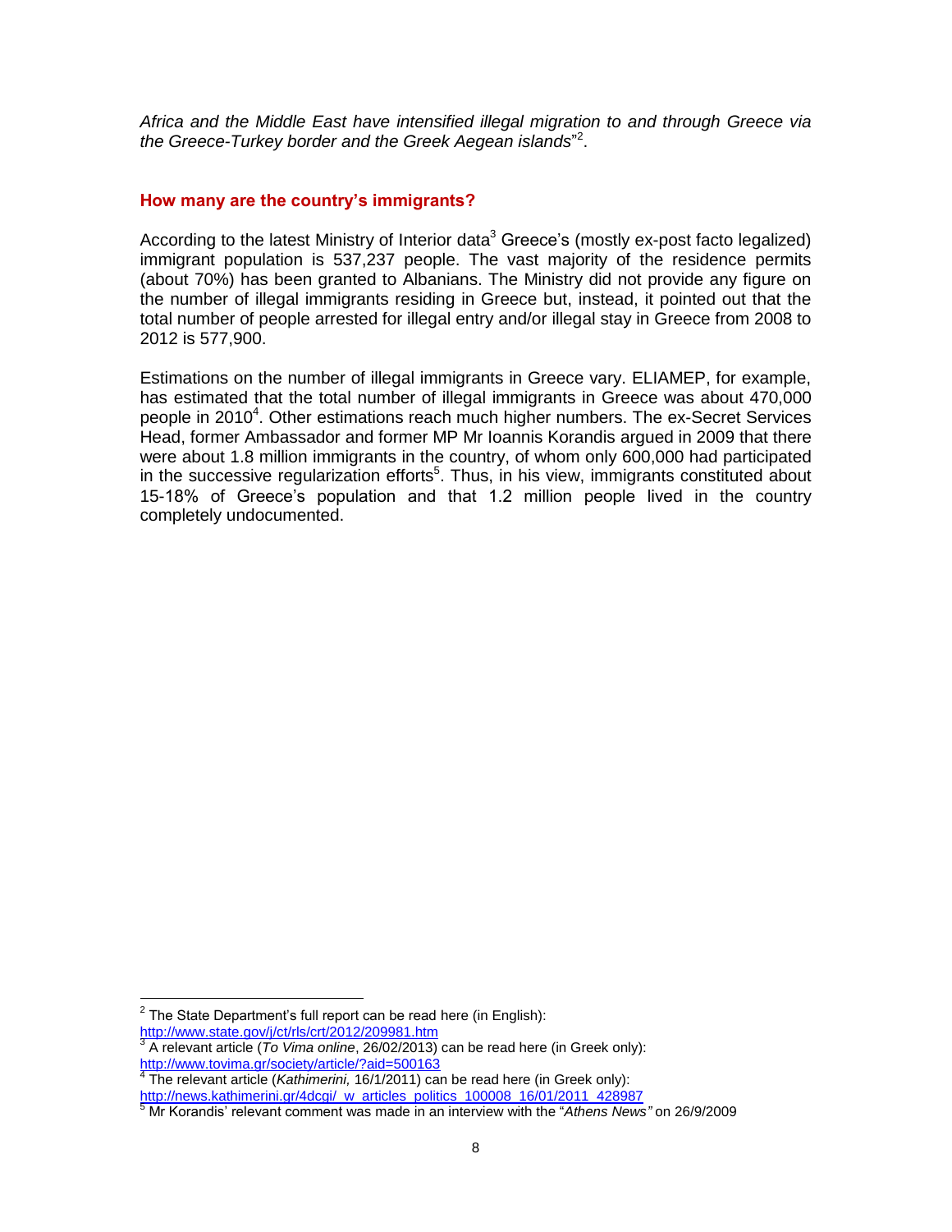*Africa and the Middle East have intensified illegal migration to and through Greece via the Greece-Turkey border and the Greek Aegean islands*"[2].

### How many are the country's immigrants?

According to the latest Ministry of Interior data[3] Greece's (mostly ex-post facto legalized) immigrant population is 537,237 people. The vast majority of the residence permits (about 70%) has been granted to Albanians. The Ministry did not provide any figure on the number of illegal immigrants residing in Greece but, instead, it pointed out that the total number of people arrested for illegal entry and/or illegal stay in Greece from 2008 to 2012 is 577,900.

Estimations on the number of illegal immigrants in Greece vary. ELIAMEP, for example, has estimated that the total number of illegal immigrants in Greece was about 470,000 people in 2010[4]. Other estimations reach much higher numbers. The ex-Secret Services Head, former Ambassador and former MP Mr Ioannis Korandis argued in 2009 that there were about 1.8 million immigrants in the country, of whom only 600,000 had participated in the successive regularization efforts[5]. Thus, in his view, immigrants constituted about 15-18% of Greece's population and that 1.2 million people lived in the country completely undocumented.

---

[2] The State Department's full report can be read here (in English): http://www.state.gov/j/ct/rls/crt/2012/209981.htm

[3] A relevant article (*To Vima online*, 26/02/2013) can be read here (in Greek only): http://www.tovima.gr/society/article/?aid=500163

[4] The relevant article (*Kathimerini,* 16/1/2011) can be read here (in Greek only): http://news.kathimerini.gr/4dcgi/_w_articles_politics_100008_16/01/2011_428987

[5] Mr Korandis' relevant comment was made in an interview with the "*Athens News"* on 26/9/2009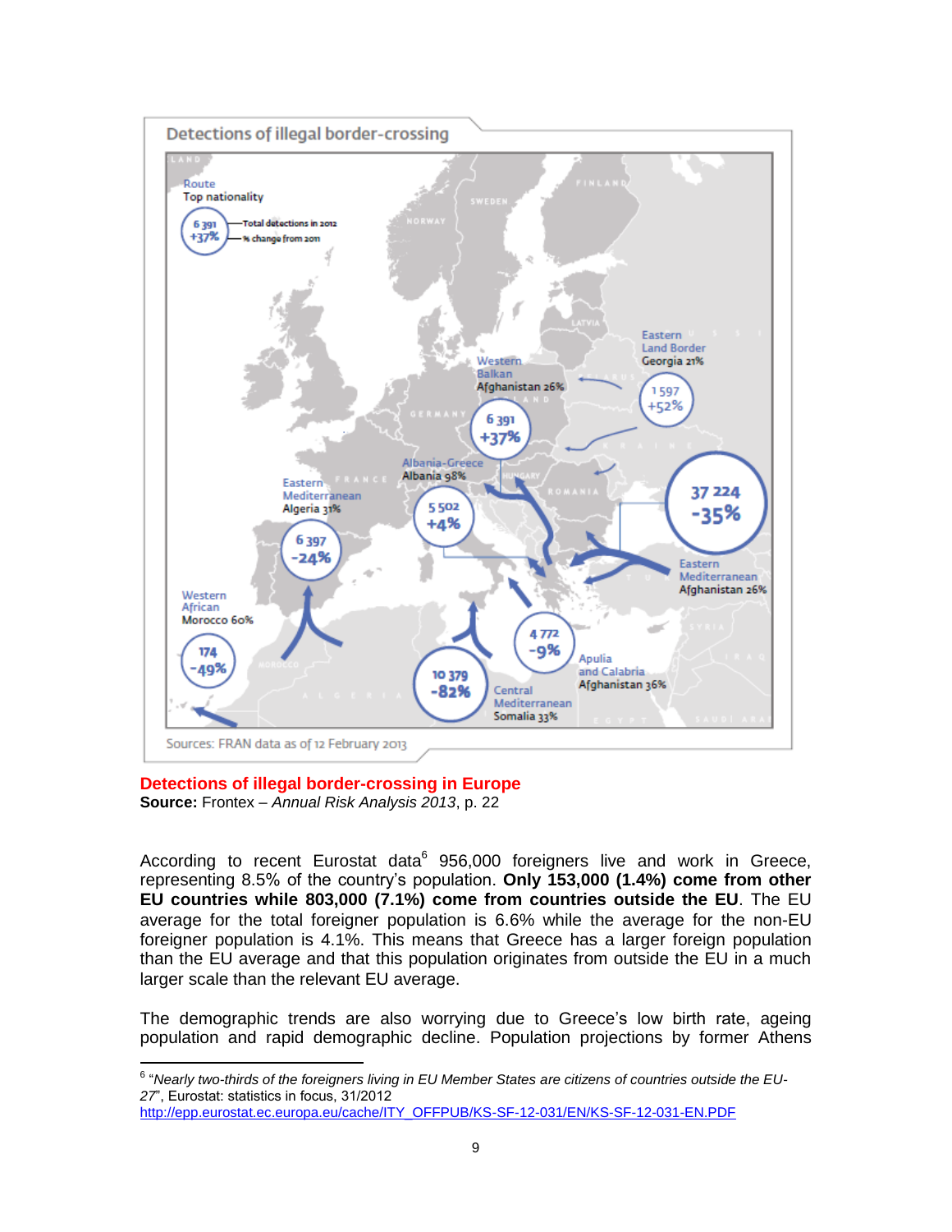**Detections of illegal border-crossing in Europe**
**Source:** Frontex – *Annual Risk Analysis 2013*, p. 22

According to recent Eurostat data[6] 956,000 foreigners live and work in Greece, representing 8.5% of the country's population. **Only 153,000 (1.4%) come from other EU countries while 803,000 (7.1%) come from countries outside the EU**. The EU average for the total foreigner population is 6.6% while the average for the non-EU foreigner population is 4.1%. This means that Greece has a larger foreign population than the EU average and that this population originates from outside the EU in a much larger scale than the relevant EU average.

The demographic trends are also worrying due to Greece's low birth rate, ageing population and rapid demographic decline. Population projections by former Athens

---

[6] "*Nearly two-thirds of the foreigners living in EU Member States are citizens of countries outside the EU-27*", Eurostat: statistics in focus, 31/2012
http://epp.eurostat.ec.europa.eu/cache/ITY_OFFPUB/KS-SF-12-031/EN/KS-SF-12-031-EN.PDF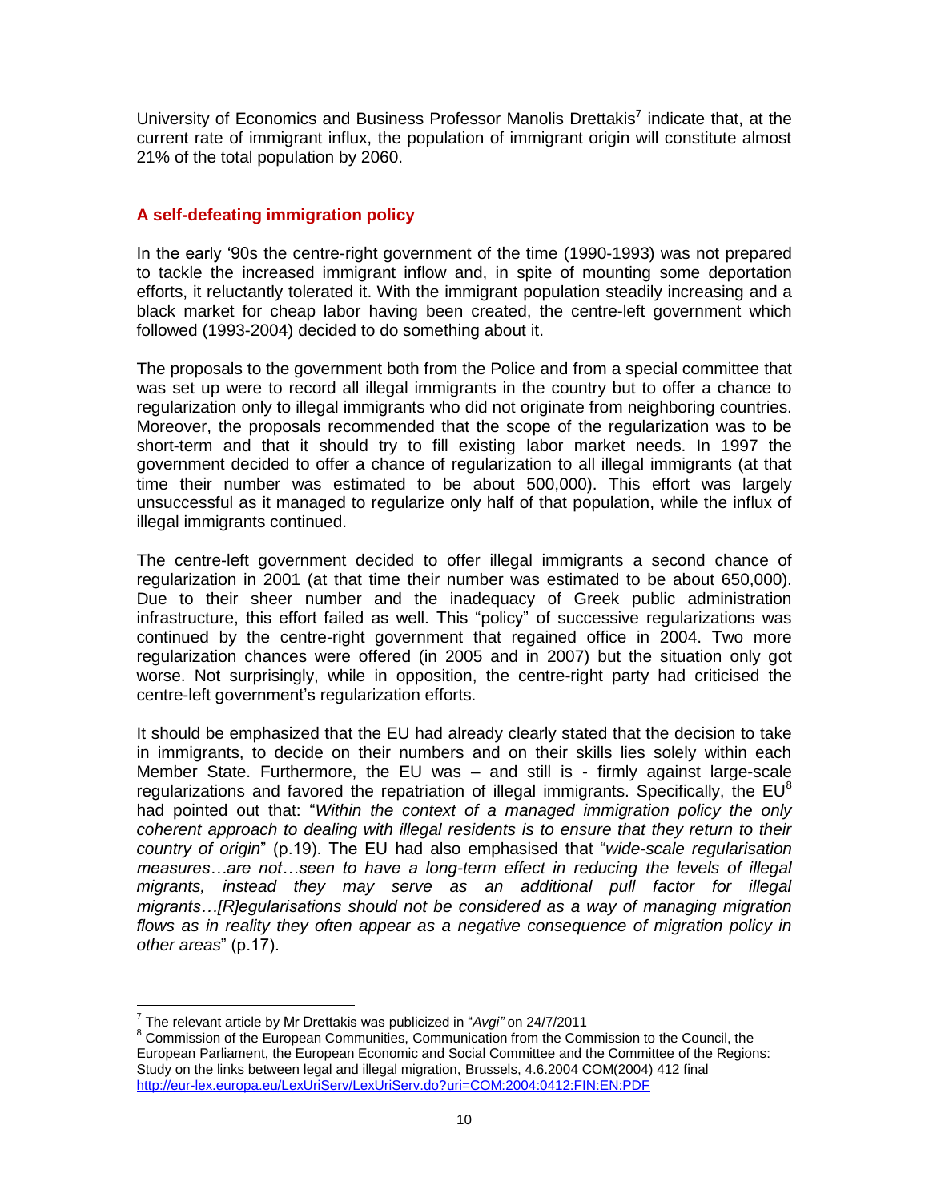University of Economics and Business Professor Manolis Drettakis[7] indicate that, at the current rate of immigrant influx, the population of immigrant origin will constitute almost 21% of the total population by 2060.

## A self-defeating immigration policy

In the early '90s the centre-right government of the time (1990-1993) was not prepared to tackle the increased immigrant inflow and, in spite of mounting some deportation efforts, it reluctantly tolerated it. With the immigrant population steadily increasing and a black market for cheap labor having been created, the centre-left government which followed (1993-2004) decided to do something about it.

The proposals to the government both from the Police and from a special committee that was set up were to record all illegal immigrants in the country but to offer a chance to regularization only to illegal immigrants who did not originate from neighboring countries. Moreover, the proposals recommended that the scope of the regularization was to be short-term and that it should try to fill existing labor market needs. In 1997 the government decided to offer a chance of regularization to all illegal immigrants (at that time their number was estimated to be about 500,000). This effort was largely unsuccessful as it managed to regularize only half of that population, while the influx of illegal immigrants continued.

The centre-left government decided to offer illegal immigrants a second chance of regularization in 2001 (at that time their number was estimated to be about 650,000). Due to their sheer number and the inadequacy of Greek public administration infrastructure, this effort failed as well. This "policy" of successive regularizations was continued by the centre-right government that regained office in 2004. Two more regularization chances were offered (in 2005 and in 2007) but the situation only got worse. Not surprisingly, while in opposition, the centre-right party had criticised the centre-left government's regularization efforts.

It should be emphasized that the EU had already clearly stated that the decision to take in immigrants, to decide on their numbers and on their skills lies solely within each Member State. Furthermore, the EU was – and still is - firmly against large-scale regularizations and favored the repatriation of illegal immigrants. Specifically, the EU[8] had pointed out that: "*Within the context of a managed immigration policy the only coherent approach to dealing with illegal residents is to ensure that they return to their country of origin*" (p.19). The EU had also emphasised that "*wide-scale regularisation measures…are not…seen to have a long-term effect in reducing the levels of illegal migrants, instead they may serve as an additional pull factor for illegal migrants…[R]egularisations should not be considered as a way of managing migration flows as in reality they often appear as a negative consequence of migration policy in other areas*" (p.17).

---

[7] The relevant article by Mr Drettakis was publicized in "*Avgi"* on 24/7/2011

[8] Commission of the European Communities, Communication from the Commission to the Council, the European Parliament, the European Economic and Social Committee and the Committee of the Regions: Study on the links between legal and illegal migration, Brussels, 4.6.2004 COM(2004) 412 final http://eur-lex.europa.eu/LexUriServ/LexUriServ.do?uri=COM:2004:0412:FIN:EN:PDF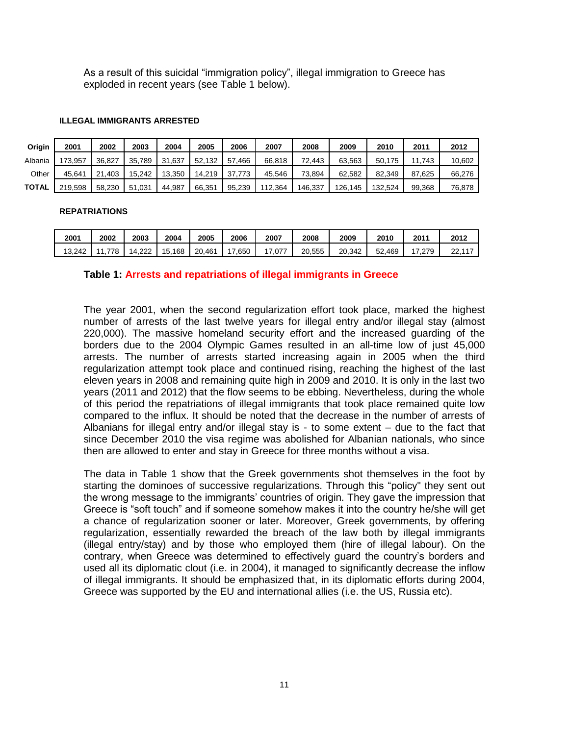As a result of this suicidal “immigration policy”, illegal immigration to Greece has exploded in recent years (see Table 1 below).

**ILLEGAL IMMIGRANTS ARRESTED**

| Origin | 2001 | 2002 | 2003 | 2004 | 2005 | 2006 | 2007 | 2008 | 2009 | 2010 | 2011 | 2012 |
|---|---|---|---|---|---|---|---|---|---|---|---|---|
| Albania | 173,957 | 36,827 | 35,789 | 31,637 | 52,132 | 57,466 | 66,818 | 72,443 | 63,563 | 50,175 | 11,743 | 10,602 |
| Other | 45,641 | 21,403 | 15,242 | 13,350 | 14,219 | 37,773 | 45,546 | 73,894 | 62,582 | 82,349 | 87,625 | 66,276 |
| **TOTAL** | 219,598 | 58,230 | 51,031 | 44,987 | 66,351 | 95,239 | 112,364 | 146,337 | 126,145 | 132,524 | 99,368 | 76,878 |

**REPATRIATIONS**

| 2001 | 2002 | 2003 | 2004 | 2005 | 2006 | 2007 | 2008 | 2009 | 2010 | 2011 | 2012 |
|---|---|---|---|---|---|---|---|---|---|---|---|
| 13,242 | 11,778 | 14,222 | 15,168 | 20,461 | 17,650 | 17,077 | 20,555 | 20,342 | 52,469 | 17,279 | 22,117 |

**Table 1: Arrests and repatriations of illegal immigrants in Greece**

The year 2001, when the second regularization effort took place, marked the highest number of arrests of the last twelve years for illegal entry and/or illegal stay (almost 220,000). The massive homeland security effort and the increased guarding of the borders due to the 2004 Olympic Games resulted in an all-time low of just 45,000 arrests. The number of arrests started increasing again in 2005 when the third regularization attempt took place and continued rising, reaching the highest of the last eleven years in 2008 and remaining quite high in 2009 and 2010. It is only in the last two years (2011 and 2012) that the flow seems to be ebbing. Nevertheless, during the whole of this period the repatriations of illegal immigrants that took place remained quite low compared to the influx. It should be noted that the decrease in the number of arrests of Albanians for illegal entry and/or illegal stay is - to some extent – due to the fact that since December 2010 the visa regime was abolished for Albanian nationals, who since then are allowed to enter and stay in Greece for three months without a visa.

The data in Table 1 show that the Greek governments shot themselves in the foot by starting the dominoes of successive regularizations. Through this “policy" they sent out the wrong message to the immigrants' countries of origin. They gave the impression that Greece is “soft touch” and if someone somehow makes it into the country he/she will get a chance of regularization sooner or later. Moreover, Greek governments, by offering regularization, essentially rewarded the breach of the law both by illegal immigrants (illegal entry/stay) and by those who employed them (hire of illegal labour). On the contrary, when Greece was determined to effectively guard the country's borders and used all its diplomatic clout (i.e. in 2004), it managed to significantly decrease the inflow of illegal immigrants. It should be emphasized that, in its diplomatic efforts during 2004, Greece was supported by the EU and international allies (i.e. the US, Russia etc).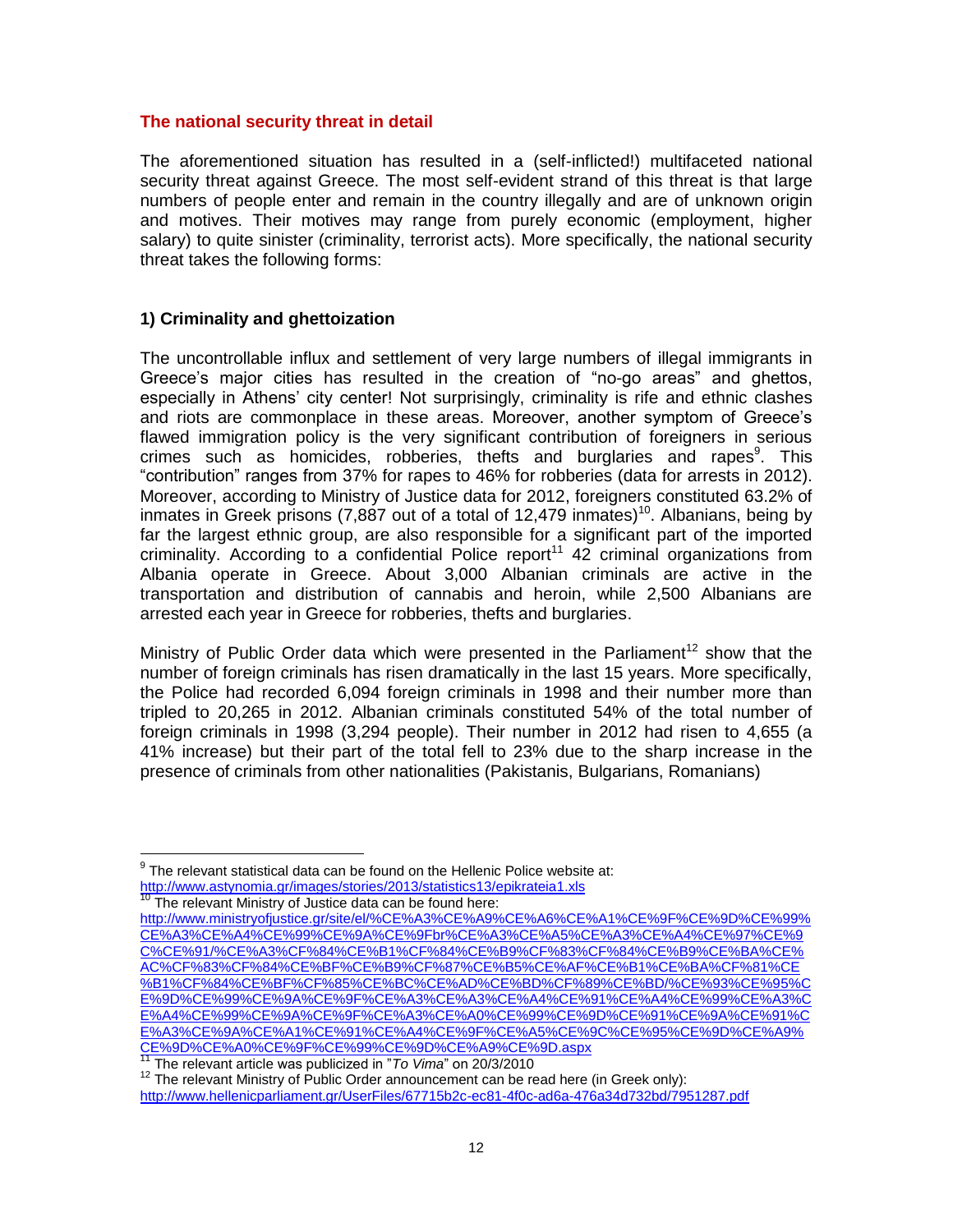## The national security threat in detail

The aforementioned situation has resulted in a (self-inflicted!) multifaceted national security threat against Greece. The most self-evident strand of this threat is that large numbers of people enter and remain in the country illegally and are of unknown origin and motives. Their motives may range from purely economic (employment, higher salary) to quite sinister (criminality, terrorist acts). More specifically, the national security threat takes the following forms:

### 1) Criminality and ghettoization

The uncontrollable influx and settlement of very large numbers of illegal immigrants in Greece's major cities has resulted in the creation of "no-go areas" and ghettos, especially in Athens' city center! Not surprisingly, criminality is rife and ethnic clashes and riots are commonplace in these areas. Moreover, another symptom of Greece's flawed immigration policy is the very significant contribution of foreigners in serious crimes such as homicides, robberies, thefts and burglaries and rapes[9]. This "contribution" ranges from 37% for rapes to 46% for robberies (data for arrests in 2012). Moreover, according to Ministry of Justice data for 2012, foreigners constituted 63.2% of inmates in Greek prisons (7,887 out of a total of 12,479 inmates)[10]. Albanians, being by far the largest ethnic group, are also responsible for a significant part of the imported criminality. According to a confidential Police report[11] 42 criminal organizations from Albania operate in Greece. About 3,000 Albanian criminals are active in the transportation and distribution of cannabis and heroin, while 2,500 Albanians are arrested each year in Greece for robberies, thefts and burglaries.

Ministry of Public Order data which were presented in the Parliament[12] show that the number of foreign criminals has risen dramatically in the last 15 years. More specifically, the Police had recorded 6,094 foreign criminals in 1998 and their number more than tripled to 20,265 in 2012. Albanian criminals constituted 54% of the total number of foreign criminals in 1998 (3,294 people). Their number in 2012 had risen to 4,655 (a 41% increase) but their part of the total fell to 23% due to the sharp increase in the presence of criminals from other nationalities (Pakistanis, Bulgarians, Romanians)

---

[9] The relevant statistical data can be found on the Hellenic Police website at: http://www.astynomia.gr/images/stories/2013/statistics13/epikrateia1.xls

[10] The relevant Ministry of Justice data can be found here: http://www.ministryofjustice.gr/site/el/%CE%A3%CE%A9%CE%A6%CE%A1%CE%9F%CE%9D%CE%99%CE%A3%CE%A4%CE%99%CE%9A%CE%9Fbr%CE%A3%CE%A5%CE%A3%CE%A4%CE%97%CE%9C%CE%91/%CE%A3%CF%84%CE%B1%CF%84%CE%B9%CF%83%CF%84%CE%B9%CE%BA%CE%AC%CF%83%CF%84%CE%BF%CE%B9%CF%87%CE%B5%CE%AF%CE%B1%CE%BA%CF%81%CE%B1%CF%84%CE%BF%CF%85%CE%BC%CE%AD%CE%BD%CF%89%CE%BD/%CE%93%CE%95%CE%9D%CE%99%CE%9A%CE%9F%CE%A3%CE%A3%CE%A4%CE%91%CE%A4%CE%99%CE%A3%CE%A4%CE%99%CE%9A%CE%9F%CE%A3%CE%A0%CE%99%CE%9D%CE%91%CE%9A%CE%91%CE%A3%CE%9A%CE%A1%CE%91%CE%A4%CE%9F%CE%A5%CE%9C%CE%95%CE%9D%CE%A9%CE%9D%CE%A0%CE%9F%CE%99%CE%9D%CE%A9%CE%9D.aspx

[11] The relevant article was publicized in "*To Vima*" on 20/3/2010

[12] The relevant Ministry of Public Order announcement can be read here (in Greek only): http://www.hellenicparliament.gr/UserFiles/67715b2c-ec81-4f0c-ad6a-476a34d732bd/7951287.pdf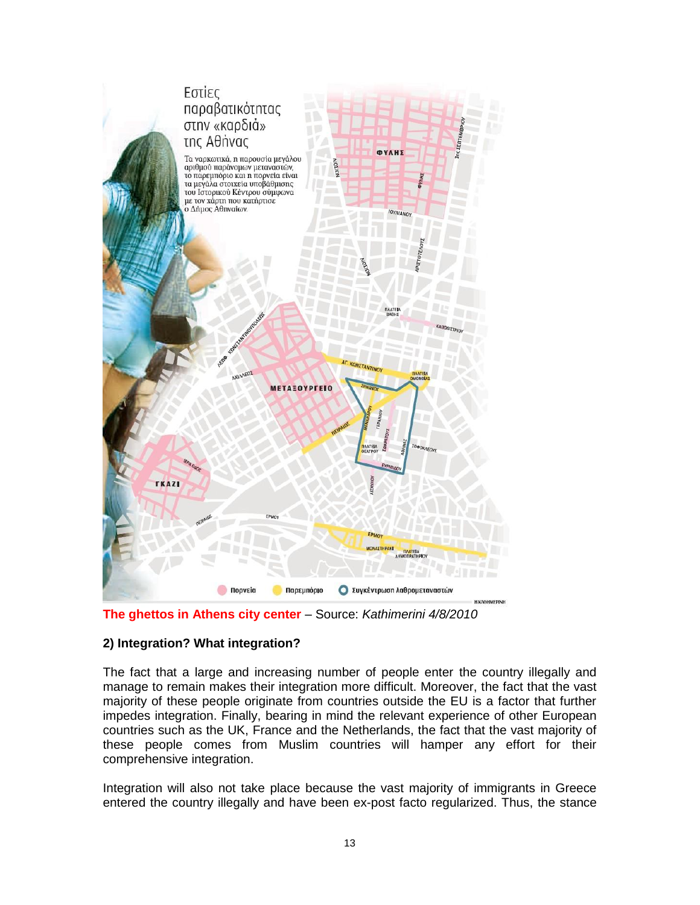**The ghettos in Athens city center** – Source: *Kathimerini 4/8/2010*

**2) Integration? What integration?**

The fact that a large and increasing number of people enter the country illegally and manage to remain makes their integration more difficult. Moreover, the fact that the vast majority of these people originate from countries outside the EU is a factor that further impedes integration. Finally, bearing in mind the relevant experience of other European countries such as the UK, France and the Netherlands, the fact that the vast majority of these people comes from Muslim countries will hamper any effort for their comprehensive integration.

Integration will also not take place because the vast majority of immigrants in Greece entered the country illegally and have been ex-post facto regularized. Thus, the stance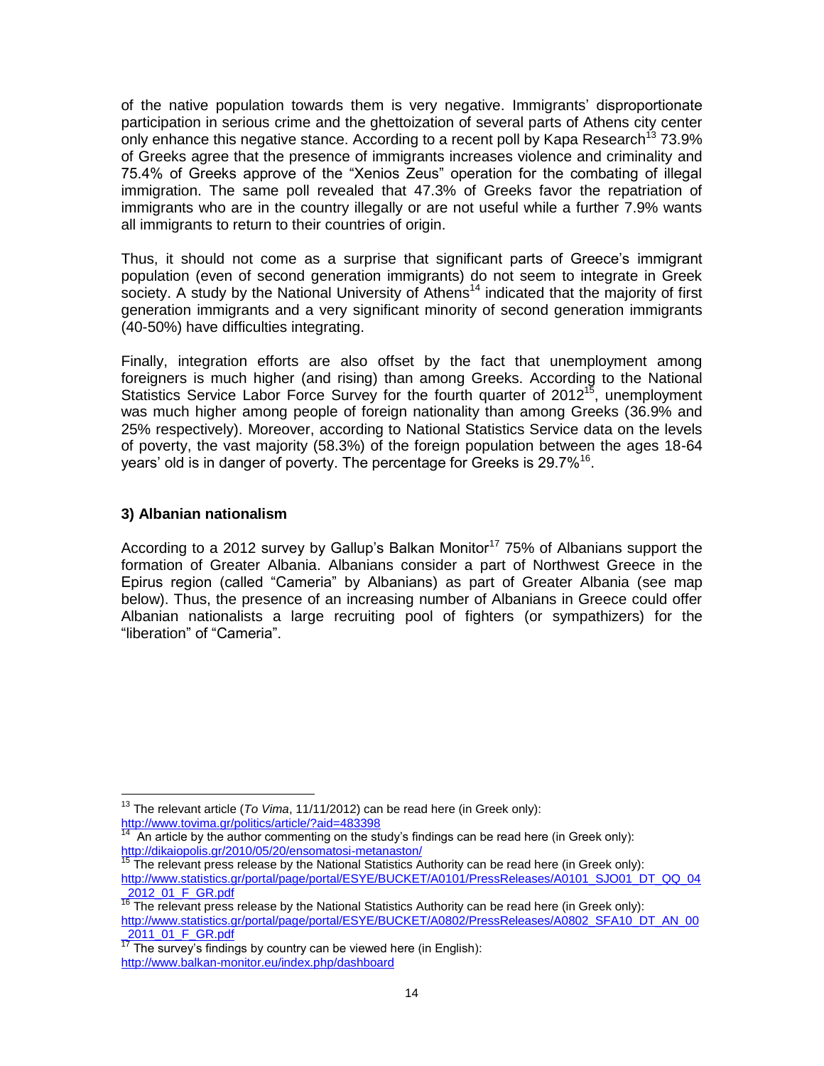of the native population towards them is very negative. Immigrants' disproportionate participation in serious crime and the ghettoization of several parts of Athens city center only enhance this negative stance. According to a recent poll by Kapa Research[13] 73.9% of Greeks agree that the presence of immigrants increases violence and criminality and 75.4% of Greeks approve of the "Xenios Zeus" operation for the combating of illegal immigration. The same poll revealed that 47.3% of Greeks favor the repatriation of immigrants who are in the country illegally or are not useful while a further 7.9% wants all immigrants to return to their countries of origin.

Thus, it should not come as a surprise that significant parts of Greece's immigrant population (even of second generation immigrants) do not seem to integrate in Greek society. A study by the National University of Athens[14] indicated that the majority of first generation immigrants and a very significant minority of second generation immigrants (40-50%) have difficulties integrating.

Finally, integration efforts are also offset by the fact that unemployment among foreigners is much higher (and rising) than among Greeks. According to the National Statistics Service Labor Force Survey for the fourth quarter of 2012[15], unemployment was much higher among people of foreign nationality than among Greeks (36.9% and 25% respectively). Moreover, according to National Statistics Service data on the levels of poverty, the vast majority (58.3%) of the foreign population between the ages 18-64 years' old is in danger of poverty. The percentage for Greeks is 29.7%[16].

### 3) Albanian nationalism

According to a 2012 survey by Gallup's Balkan Monitor[17] 75% of Albanians support the formation of Greater Albania. Albanians consider a part of Northwest Greece in the Epirus region (called "Cameria" by Albanians) as part of Greater Albania (see map below). Thus, the presence of an increasing number of Albanians in Greece could offer Albanian nationalists a large recruiting pool of fighters (or sympathizers) for the "liberation" of "Cameria".

---

[13] The relevant article (*To Vima*, 11/11/2012) can be read here (in Greek only): http://www.tovima.gr/politics/article/?aid=483398

[14] An article by the author commenting on the study's findings can be read here (in Greek only): http://dikaiopolis.gr/2010/05/20/ensomatosi-metanaston/

[15] The relevant press release by the National Statistics Authority can be read here (in Greek only): http://www.statistics.gr/portal/page/portal/ESYE/BUCKET/A0101/PressReleases/A0101_SJO01_DT_QQ_04_2012_01_F_GR.pdf

[16] The relevant press release by the National Statistics Authority can be read here (in Greek only): http://www.statistics.gr/portal/page/portal/ESYE/BUCKET/A0802/PressReleases/A0802_SFA10_DT_AN_00_2011_01_F_GR.pdf

[17] The survey's findings by country can be viewed here (in English): http://www.balkan-monitor.eu/index.php/dashboard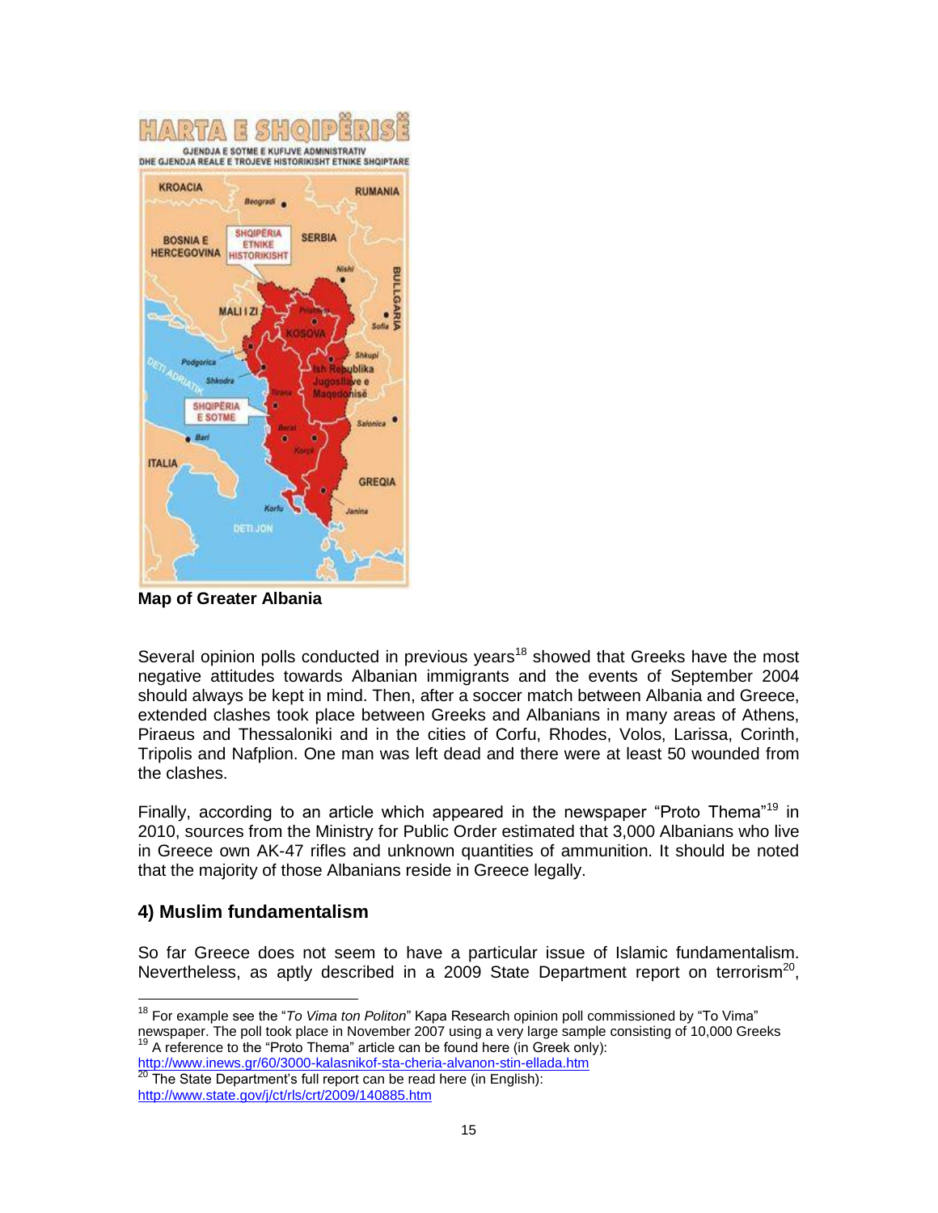**Map of Greater Albania**

Several opinion polls conducted in previous years[18] showed that Greeks have the most negative attitudes towards Albanian immigrants and the events of September 2004 should always be kept in mind. Then, after a soccer match between Albania and Greece, extended clashes took place between Greeks and Albanians in many areas of Athens, Piraeus and Thessaloniki and in the cities of Corfu, Rhodes, Volos, Larissa, Corinth, Tripolis and Nafplion. One man was left dead and there were at least 50 wounded from the clashes.

Finally, according to an article which appeared in the newspaper "Proto Thema"[19] in 2010, sources from the Ministry for Public Order estimated that 3,000 Albanians who live in Greece own AK-47 rifles and unknown quantities of ammunition. It should be noted that the majority of those Albanians reside in Greece legally.

### 4) Muslim fundamentalism

So far Greece does not seem to have a particular issue of Islamic fundamentalism. Nevertheless, as aptly described in a 2009 State Department report on terrorism[20],

---

[18] For example see the "*To Vima ton Politon*" Kapa Research opinion poll commissioned by "To Vima" newspaper. The poll took place in November 2007 using a very large sample consisting of 10,000 Greeks

[19] A reference to the "Proto Thema" article can be found here (in Greek only): http://www.inews.gr/60/3000-kalasnikof-sta-cheria-alvanon-stin-ellada.htm

[20] The State Department's full report can be read here (in English): http://www.state.gov/j/ct/rls/crt/2009/140885.htm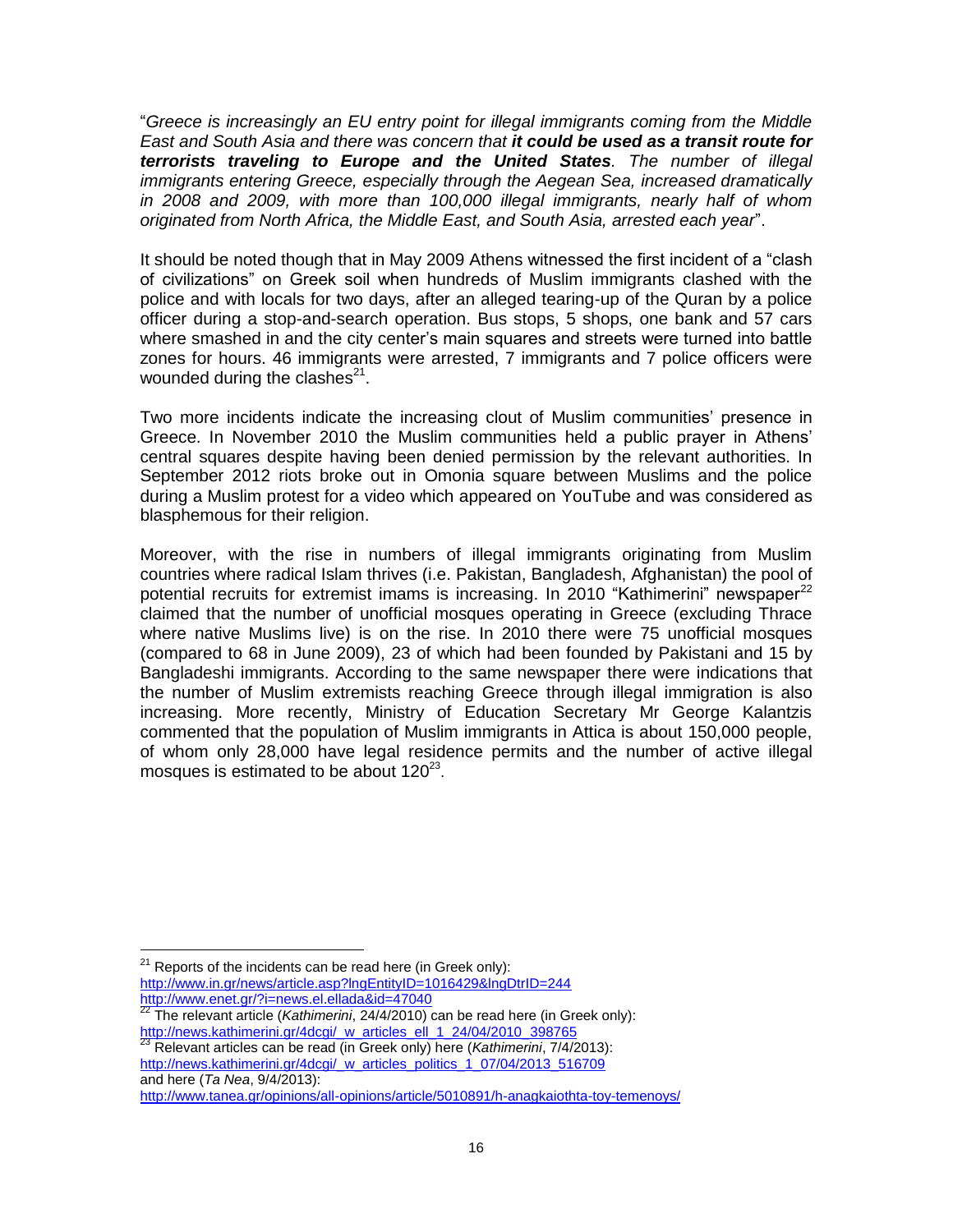"*Greece is increasingly an EU entry point for illegal immigrants coming from the Middle East and South Asia and there was concern that **it could be used as a transit route for terrorists traveling to Europe and the United States**. The number of illegal immigrants entering Greece, especially through the Aegean Sea, increased dramatically in 2008 and 2009, with more than 100,000 illegal immigrants, nearly half of whom originated from North Africa, the Middle East, and South Asia, arrested each year*".

It should be noted though that in May 2009 Athens witnessed the first incident of a "clash of civilizations" on Greek soil when hundreds of Muslim immigrants clashed with the police and with locals for two days, after an alleged tearing-up of the Quran by a police officer during a stop-and-search operation. Bus stops, 5 shops, one bank and 57 cars where smashed in and the city center's main squares and streets were turned into battle zones for hours. 46 immigrants were arrested, 7 immigrants and 7 police officers were wounded during the clashes[21].

Two more incidents indicate the increasing clout of Muslim communities' presence in Greece. In November 2010 the Muslim communities held a public prayer in Athens' central squares despite having been denied permission by the relevant authorities. In September 2012 riots broke out in Omonia square between Muslims and the police during a Muslim protest for a video which appeared on YouTube and was considered as blasphemous for their religion.

Moreover, with the rise in numbers of illegal immigrants originating from Muslim countries where radical Islam thrives (i.e. Pakistan, Bangladesh, Afghanistan) the pool of potential recruits for extremist imams is increasing. In 2010 "Kathimerini" newspaper[22] claimed that the number of unofficial mosques operating in Greece (excluding Thrace where native Muslims live) is on the rise. In 2010 there were 75 unofficial mosques (compared to 68 in June 2009), 23 of which had been founded by Pakistani and 15 by Bangladeshi immigrants. According to the same newspaper there were indications that the number of Muslim extremists reaching Greece through illegal immigration is also increasing. More recently, Ministry of Education Secretary Mr George Kalantzis commented that the population of Muslim immigrants in Attica is about 150,000 people, of whom only 28,000 have legal residence permits and the number of active illegal mosques is estimated to be about 120[23].

---

[21] Reports of the incidents can be read here (in Greek only):
http://www.in.gr/news/article.asp?lngEntityID=1016429&lngDtrID=244
http://www.enet.gr/?i=news.el.ellada&id=47040

[22] The relevant article (*Kathimerini*, 24/4/2010) can be read here (in Greek only):
http://news.kathimerini.gr/4dcgi/_w_articles_ell_1_24/04/2010_398765

[23] Relevant articles can be read (in Greek only) here (*Kathimerini*, 7/4/2013):
http://news.kathimerini.gr/4dcgi/_w_articles_politics_1_07/04/2013_516709
and here (*Ta Nea*, 9/4/2013):
http://www.tanea.gr/opinions/all-opinions/article/5010891/h-anagkaiothta-toy-temenoys/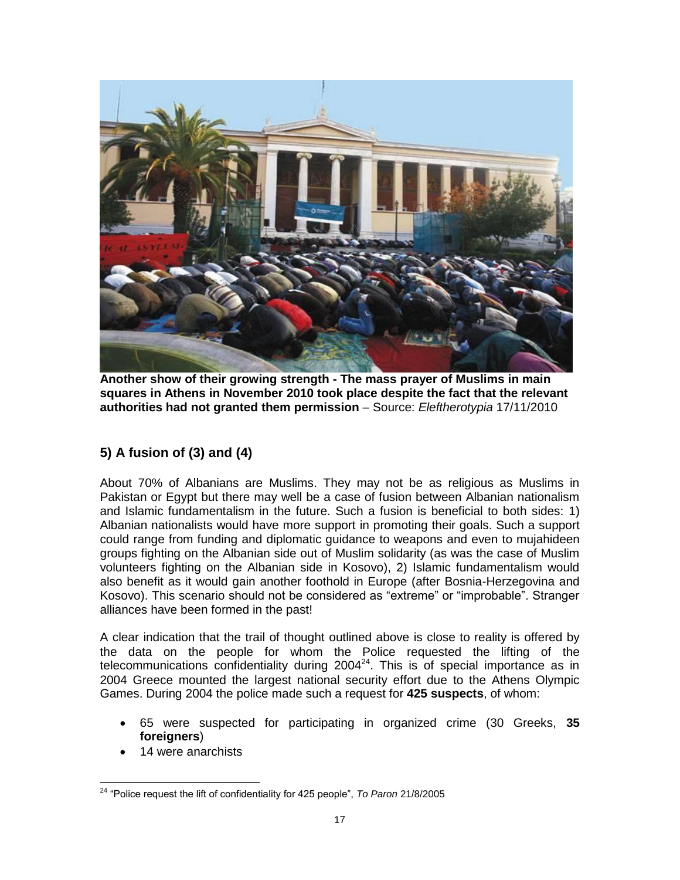**Another show of their growing strength - The mass prayer of Muslims in main squares in Athens in November 2010 took place despite the fact that the relevant authorities had not granted them permission** – Source: *Eleftherotypia* 17/11/2010

## 5) A fusion of (3) and (4)

About 70% of Albanians are Muslims. They may not be as religious as Muslims in Pakistan or Egypt but there may well be a case of fusion between Albanian nationalism and Islamic fundamentalism in the future. Such a fusion is beneficial to both sides: 1) Albanian nationalists would have more support in promoting their goals. Such a support could range from funding and diplomatic guidance to weapons and even to mujahideen groups fighting on the Albanian side out of Muslim solidarity (as was the case of Muslim volunteers fighting on the Albanian side in Kosovo), 2) Islamic fundamentalism would also benefit as it would gain another foothold in Europe (after Bosnia-Herzegovina and Kosovo). This scenario should not be considered as "extreme" or "improbable". Stranger alliances have been formed in the past!

A clear indication that the trail of thought outlined above is close to reality is offered by the data on the people for whom the Police requested the lifting of the telecommunications confidentiality during 2004[24]. This is of special importance as in 2004 Greece mounted the largest national security effort due to the Athens Olympic Games. During 2004 the police made such a request for **425 suspects**, of whom:

- 65 were suspected for participating in organized crime (30 Greeks, **35 foreigners**)
- 14 were anarchists

[24] "Police request the lift of confidentiality for 425 people", *To Paron* 21/8/2005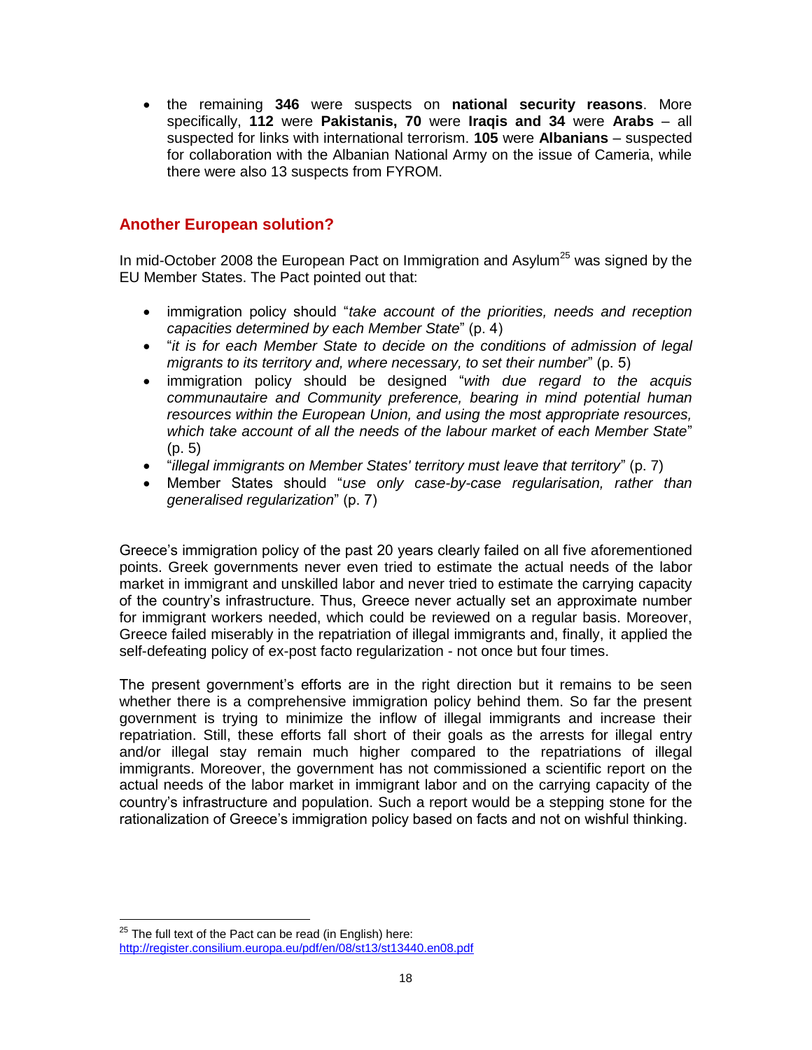- the remaining **346** were suspects on **national security reasons**. More specifically, **112** were **Pakistanis, 70** were **Iraqis and 34** were **Arabs** – all suspected for links with international terrorism. **105** were **Albanians** – suspected for collaboration with the Albanian National Army on the issue of Cameria, while there were also 13 suspects from FYROM.

## Another European solution?

In mid-October 2008 the European Pact on Immigration and Asylum[25] was signed by the EU Member States. The Pact pointed out that:

- immigration policy should "*take account of the priorities, needs and reception capacities determined by each Member State*" (p. 4)
- "*it is for each Member State to decide on the conditions of admission of legal migrants to its territory and, where necessary, to set their number*" (p. 5)
- immigration policy should be designed "*with due regard to the acquis communautaire and Community preference, bearing in mind potential human resources within the European Union, and using the most appropriate resources, which take account of all the needs of the labour market of each Member State*" (p. 5)
- "*illegal immigrants on Member States' territory must leave that territory*" (p. 7)
- Member States should "*use only case-by-case regularisation, rather than generalised regularization*" (p. 7)

Greece's immigration policy of the past 20 years clearly failed on all five aforementioned points. Greek governments never even tried to estimate the actual needs of the labor market in immigrant and unskilled labor and never tried to estimate the carrying capacity of the country's infrastructure. Thus, Greece never actually set an approximate number for immigrant workers needed, which could be reviewed on a regular basis. Moreover, Greece failed miserably in the repatriation of illegal immigrants and, finally, it applied the self-defeating policy of ex-post facto regularization - not once but four times.

The present government's efforts are in the right direction but it remains to be seen whether there is a comprehensive immigration policy behind them. So far the present government is trying to minimize the inflow of illegal immigrants and increase their repatriation. Still, these efforts fall short of their goals as the arrests for illegal entry and/or illegal stay remain much higher compared to the repatriations of illegal immigrants. Moreover, the government has not commissioned a scientific report on the actual needs of the labor market in immigrant labor and on the carrying capacity of the country's infrastructure and population. Such a report would be a stepping stone for the rationalization of Greece's immigration policy based on facts and not on wishful thinking.

---

[25] The full text of the Pact can be read (in English) here: http://register.consilium.europa.eu/pdf/en/08/st13/st13440.en08.pdf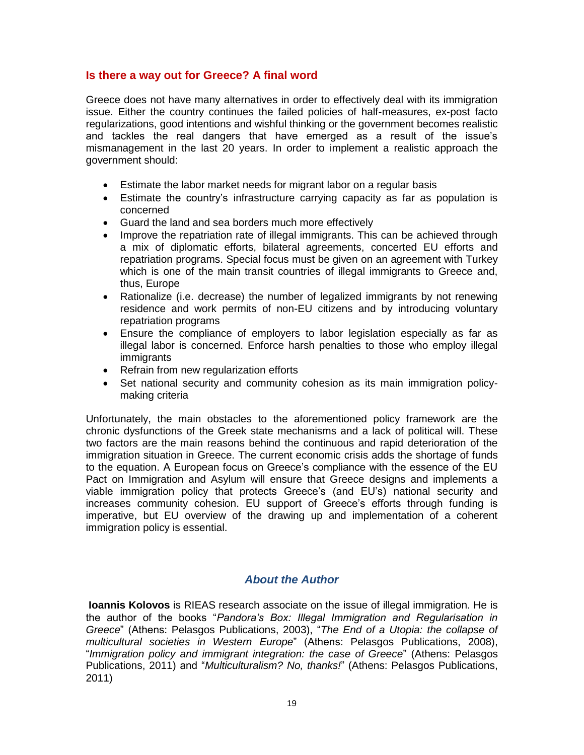## Is there a way out for Greece? A final word

Greece does not have many alternatives in order to effectively deal with its immigration issue. Either the country continues the failed policies of half-measures, ex-post facto regularizations, good intentions and wishful thinking or the government becomes realistic and tackles the real dangers that have emerged as a result of the issue's mismanagement in the last 20 years. In order to implement a realistic approach the government should:

- Estimate the labor market needs for migrant labor on a regular basis
- Estimate the country's infrastructure carrying capacity as far as population is concerned
- Guard the land and sea borders much more effectively
- Improve the repatriation rate of illegal immigrants. This can be achieved through a mix of diplomatic efforts, bilateral agreements, concerted EU efforts and repatriation programs. Special focus must be given on an agreement with Turkey which is one of the main transit countries of illegal immigrants to Greece and, thus, Europe
- Rationalize (i.e. decrease) the number of legalized immigrants by not renewing residence and work permits of non-EU citizens and by introducing voluntary repatriation programs
- Ensure the compliance of employers to labor legislation especially as far as illegal labor is concerned. Enforce harsh penalties to those who employ illegal immigrants
- Refrain from new regularization efforts
- Set national security and community cohesion as its main immigration policy-making criteria

Unfortunately, the main obstacles to the aforementioned policy framework are the chronic dysfunctions of the Greek state mechanisms and a lack of political will. These two factors are the main reasons behind the continuous and rapid deterioration of the immigration situation in Greece. The current economic crisis adds the shortage of funds to the equation. A European focus on Greece's compliance with the essence of the EU Pact on Immigration and Asylum will ensure that Greece designs and implements a viable immigration policy that protects Greece's (and EU's) national security and increases community cohesion. EU support of Greece's efforts through funding is imperative, but EU overview of the drawing up and implementation of a coherent immigration policy is essential.

### *About the Author*

**Ioannis Kolovos** is RIEAS research associate on the issue of illegal immigration. He is the author of the books "*Pandora's Box: Illegal Immigration and Regularisation in Greece*" (Athens: Pelasgos Publications, 2003), "*The End of a Utopia: the collapse of multicultural societies in Western Europe*" (Athens: Pelasgos Publications, 2008), "*Immigration policy and immigrant integration: the case of Greece*" (Athens: Pelasgos Publications, 2011) and "*Multiculturalism? No, thanks!*" (Athens: Pelasgos Publications, 2011)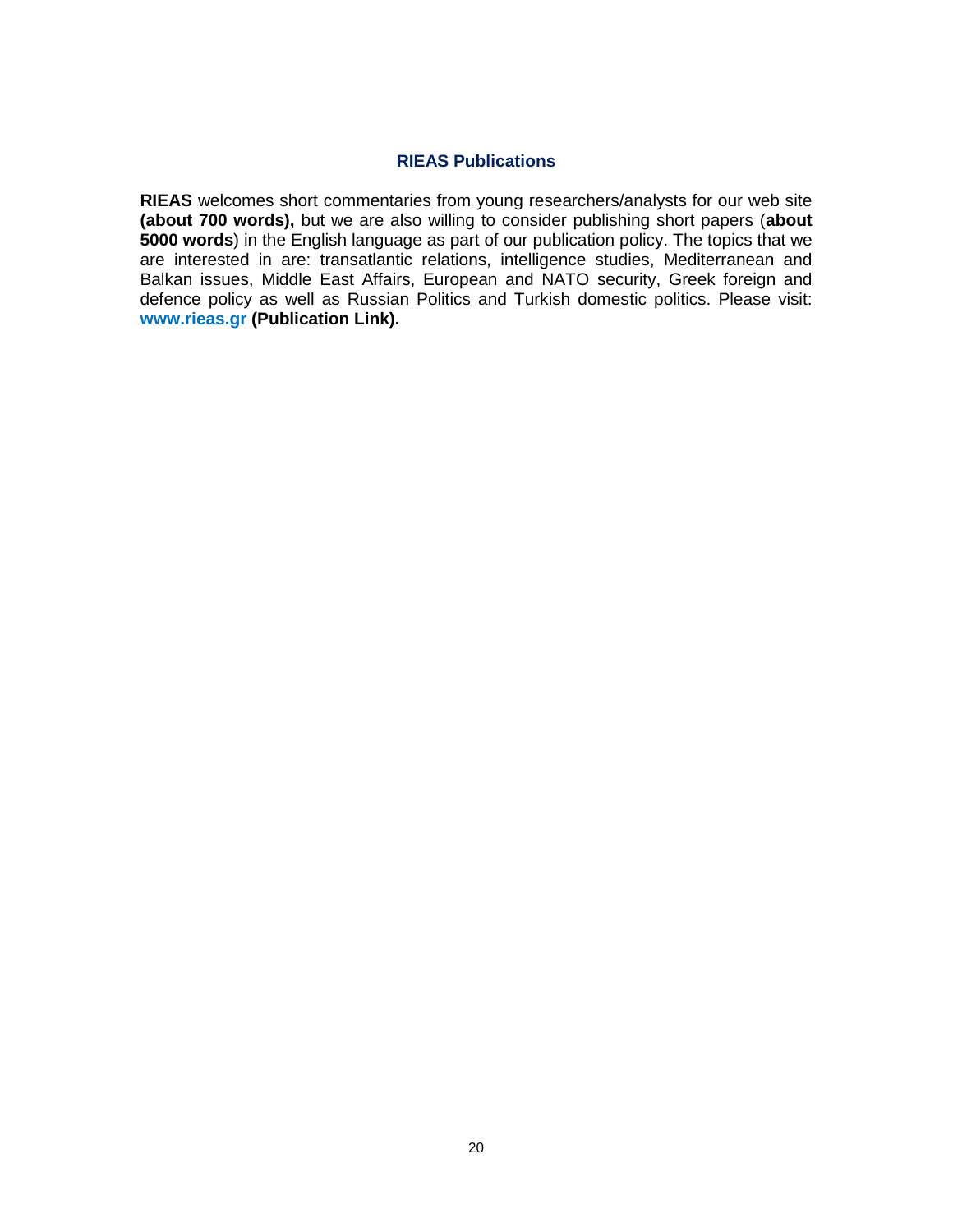## RIEAS Publications

**RIEAS** welcomes short commentaries from young researchers/analysts for our web site **(about 700 words),** but we are also willing to consider publishing short papers (**about 5000 words**) in the English language as part of our publication policy. The topics that we are interested in are: transatlantic relations, intelligence studies, Mediterranean and Balkan issues, Middle East Affairs, European and NATO security, Greek foreign and defence policy as well as Russian Politics and Turkish domestic politics. Please visit: **www.rieas.gr (Publication Link).**